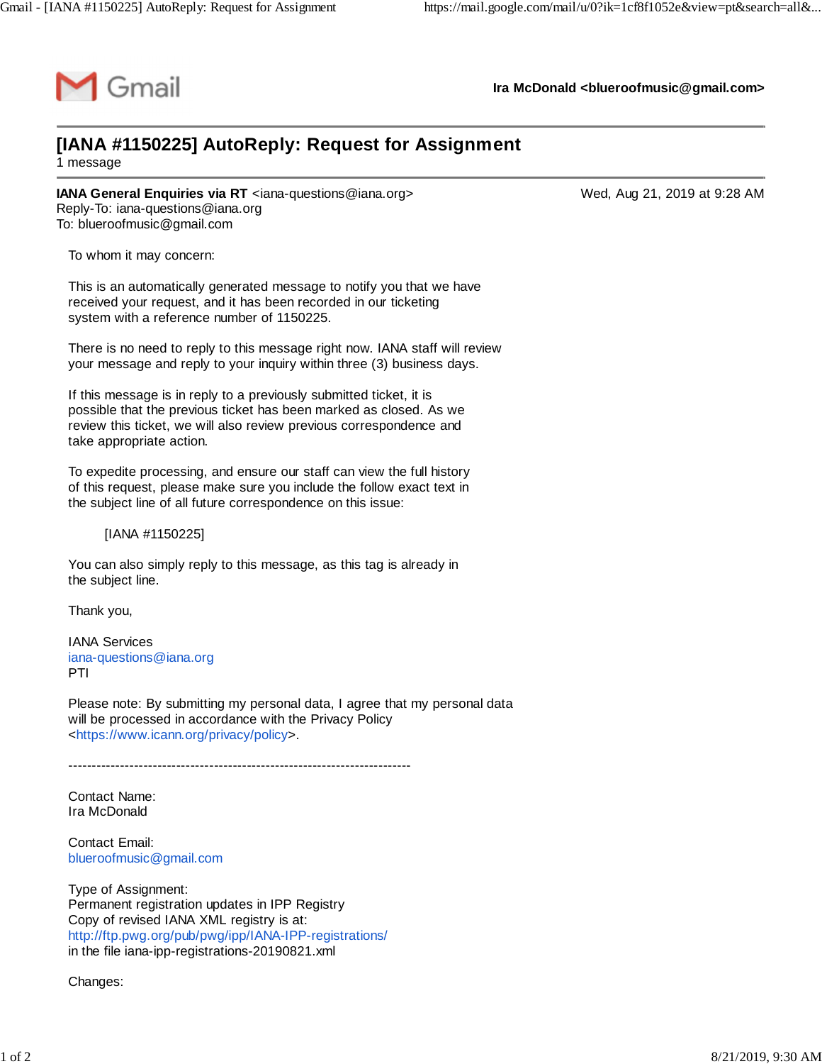Gmail — Ira McDonald <blueroofmusic@gmail.com>

# [IANA #1150225] AutoReply: Request for Assignment

1 message

**IANA General Enquiries via RT** <iana-questions@iana.org> — Wed, Aug 21, 2019 at 9:28 AM
Reply-To: iana-questions@iana.org
To: blueroofmusic@gmail.com

To whom it may concern:

This is an automatically generated message to notify you that we have received your request, and it has been recorded in our ticketing system with a reference number of 1150225.

There is no need to reply to this message right now. IANA staff will review your message and reply to your inquiry within three (3) business days.

If this message is in reply to a previously submitted ticket, it is possible that the previous ticket has been marked as closed. As we review this ticket, we will also review previous correspondence and take appropriate action.

To expedite processing, and ensure our staff can view the full history of this request, please make sure you include the follow exact text in the subject line of all future correspondence on this issue:

[IANA #1150225]

You can also simply reply to this message, as this tag is already in the subject line.

Thank you,

IANA Services
iana-questions@iana.org
PTI

Please note: By submitting my personal data, I agree that my personal data will be processed in accordance with the Privacy Policy <https://www.icann.org/privacy/policy>.

-------------------------------------------------------------------------

Contact Name:
Ira McDonald

Contact Email:
blueroofmusic@gmail.com

Type of Assignment:
Permanent registration updates in IPP Registry
Copy of revised IANA XML registry is at:
http://ftp.pwg.org/pub/pwg/ipp/IANA-IPP-registrations/
in the file iana-ipp-registrations-20190821.xml

Changes: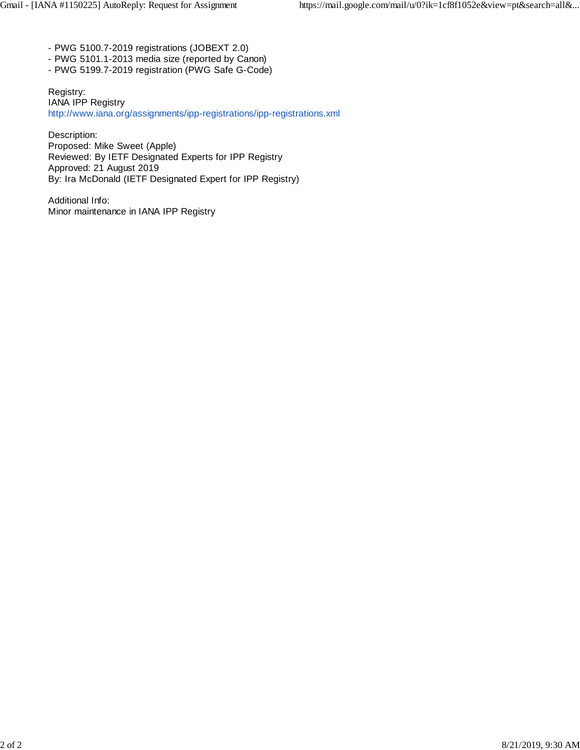- PWG 5100.7-2019 registrations (JOBEXT 2.0)
- PWG 5101.1-2013 media size (reported by Canon)
- PWG 5199.7-2019 registration (PWG Safe G-Code)

Registry:
IANA IPP Registry
http://www.iana.org/assignments/ipp-registrations/ipp-registrations.xml

Description:
Proposed: Mike Sweet (Apple)
Reviewed: By IETF Designated Experts for IPP Registry
Approved: 21 August 2019
By: Ira McDonald (IETF Designated Expert for IPP Registry)

Additional Info:
Minor maintenance in IANA IPP Registry